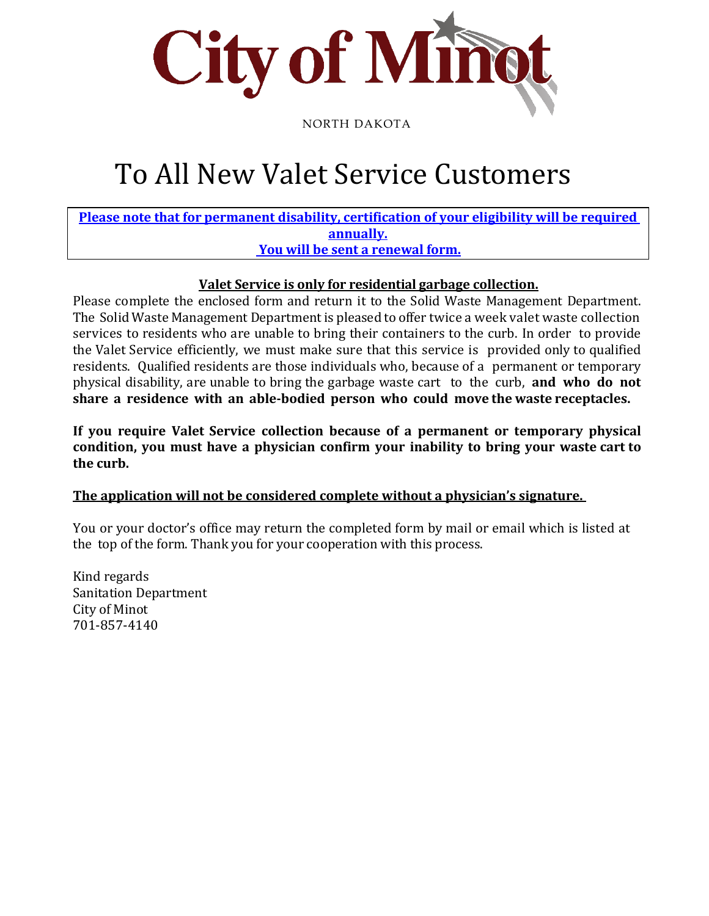**City of Minot**

NORTH DAKOTA

# To All New Valet Service Customers

**Please note that for permanent disability, certification of your eligibility will be required annually.**
**You will be sent a renewal form.**

**Valet Service is only for residential garbage collection.**

Please complete the enclosed form and return it to the Solid Waste Management Department. The Solid Waste Management Department is pleased to offer twice a week valet waste collection services to residents who are unable to bring their containers to the curb. In order to provide the Valet Service efficiently, we must make sure that this service is provided only to qualified residents. Qualified residents are those individuals who, because of a permanent or temporary physical disability, are unable to bring the garbage waste cart to the curb, **and who do not share a residence with an able-bodied person who could move the waste receptacles.**

**If you require Valet Service collection because of a permanent or temporary physical condition, you must have a physician confirm your inability to bring your waste cart to the curb.**

**The application will not be considered complete without a physician's signature.**

You or your doctor's office may return the completed form by mail or email which is listed at the top of the form. Thank you for your cooperation with this process.

Kind regards
Sanitation Department
City of Minot
701-857-4140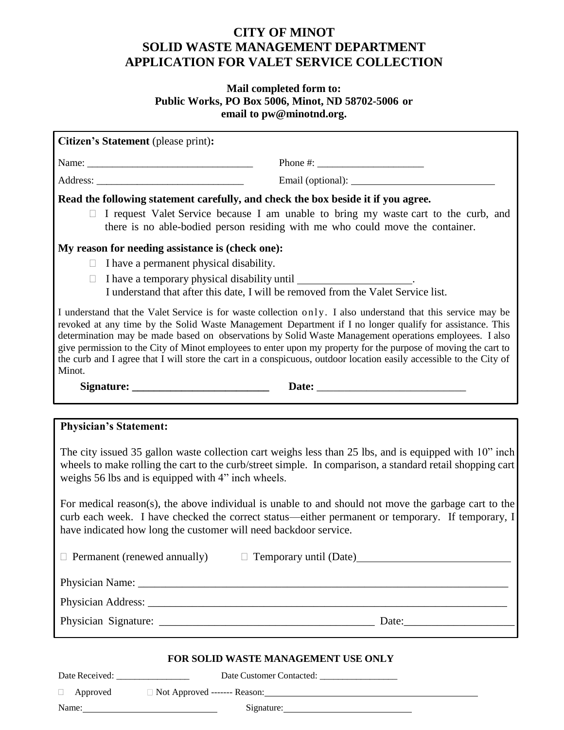# CITY OF MINOT
# SOLID WASTE MANAGEMENT DEPARTMENT
# APPLICATION FOR VALET SERVICE COLLECTION

**Mail completed form to:**
**Public Works, PO Box 5006, Minot, ND 58702-5006 or**
**email to pw@minotnd.org.**

**Citizen's Statement** (please print)**:**

Name: _________________________________ Phone #: _____________________

Address: _____________________________ Email (optional): ____________________________

**Read the following statement carefully, and check the box beside it if you agree.**

- ☐ I request Valet Service because I am unable to bring my waste cart to the curb, and there is no able-bodied person residing with me who could move the container.

**My reason for needing assistance is (check one):**

- ☐ I have a permanent physical disability.
- ☐ I have a temporary physical disability until ____________________.
  I understand that after this date, I will be removed from the Valet Service list.

I understand that the Valet Service is for waste collection only. I also understand that this service may be revoked at any time by the Solid Waste Management Department if I no longer qualify for assistance. This determination may be made based on observations by Solid Waste Management operations employees. I also give permission to the City of Minot employees to enter upon my property for the purpose of moving the cart to the curb and I agree that I will store the cart in a conspicuous, outdoor location easily accessible to the City of Minot.

**Signature: _________________________ Date:** ___________________________

**Physician's Statement:**

The city issued 35 gallon waste collection cart weighs less than 25 lbs, and is equipped with 10" inch wheels to make rolling the cart to the curb/street simple. In comparison, a standard retail shopping cart weighs 56 lbs and is equipped with 4" inch wheels.

For medical reason(s), the above individual is unable to and should not move the garbage cart to the curb each week. I have checked the correct status—either permanent or temporary. If temporary, I have indicated how long the customer will need backdoor service.

☐ Permanent (renewed annually) ☐ Temporary until (Date)___________________________

Physician Name: ______________________________________________________________________

Physician Address: ____________________________________________________________________

Physician Signature: _______________________________________ Date:____________________

**FOR SOLID WASTE MANAGEMENT USE ONLY**

Date Received: ________________ Date Customer Contacted: _________________

☐ Approved ☐ Not Approved ------- Reason:_______________________________________________

Name:_____________________________ Signature:___________________________